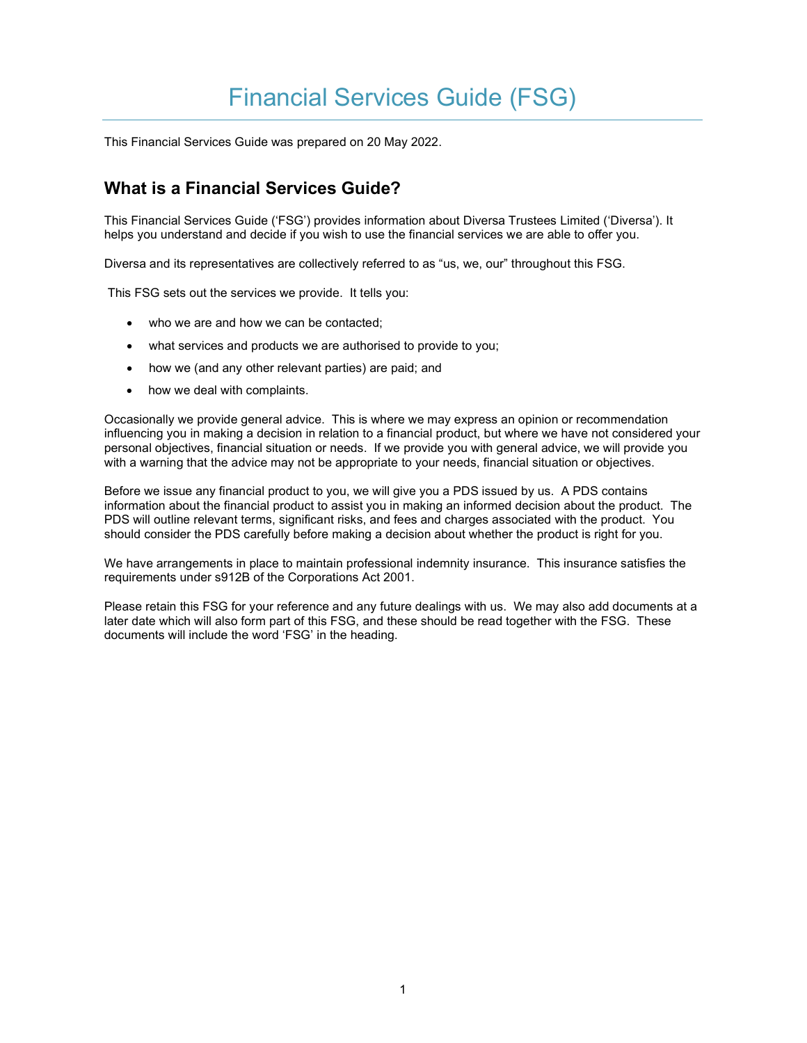# Financial Services Guide (FSG)

This Financial Services Guide was prepared on 20 May 2022.

## What is a Financial Services Guide?

This Financial Services Guide ('FSG') provides information about Diversa Trustees Limited ('Diversa'). It helps you understand and decide if you wish to use the financial services we are able to offer you.

Diversa and its representatives are collectively referred to as "us, we, our" throughout this FSG.

This FSG sets out the services we provide. It tells you:

- who we are and how we can be contacted;
- what services and products we are authorised to provide to you;
- how we (and any other relevant parties) are paid; and
- how we deal with complaints.

Occasionally we provide general advice. This is where we may express an opinion or recommendation influencing you in making a decision in relation to a financial product, but where we have not considered your personal objectives, financial situation or needs. If we provide you with general advice, we will provide you with a warning that the advice may not be appropriate to your needs, financial situation or objectives.

Before we issue any financial product to you, we will give you a PDS issued by us. A PDS contains information about the financial product to assist you in making an informed decision about the product. The PDS will outline relevant terms, significant risks, and fees and charges associated with the product. You should consider the PDS carefully before making a decision about whether the product is right for you.

We have arrangements in place to maintain professional indemnity insurance. This insurance satisfies the requirements under s912B of the Corporations Act 2001.

Please retain this FSG for your reference and any future dealings with us. We may also add documents at a later date which will also form part of this FSG, and these should be read together with the FSG. These documents will include the word 'FSG' in the heading.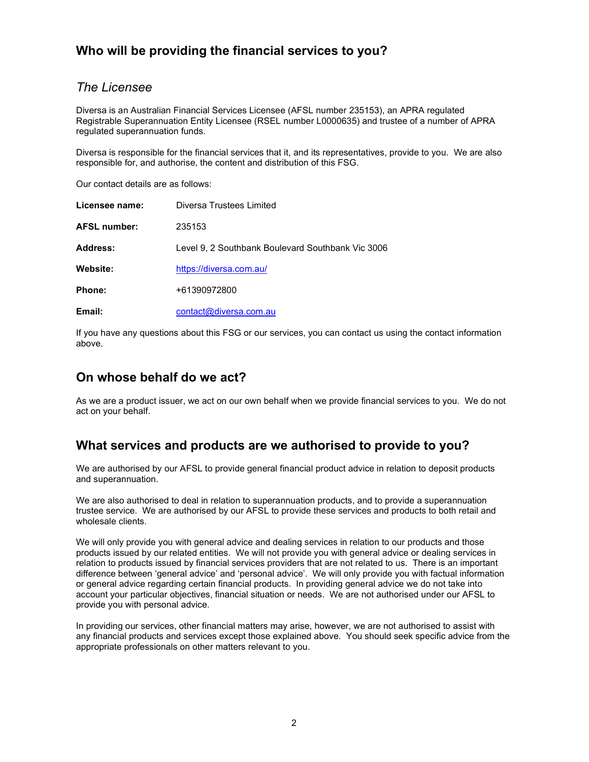## Who will be providing the financial services to you?

### *The Licensee*

Diversa is an Australian Financial Services Licensee (AFSL number 235153), an APRA regulated Registrable Superannuation Entity Licensee (RSEL number L0000635) and trustee of a number of APRA regulated superannuation funds.

Diversa is responsible for the financial services that it, and its representatives, provide to you. We are also responsible for, and authorise, the content and distribution of this FSG.

Our contact details are as follows:

| | |
|---|---|
| **Licensee name:** | Diversa Trustees Limited |
| **AFSL number:** | 235153 |
| **Address:** | Level 9, 2 Southbank Boulevard Southbank Vic 3006 |
| **Website:** | https://diversa.com.au/ |
| **Phone:** | +61390972800 |
| **Email:** | contact@diversa.com.au |

If you have any questions about this FSG or our services, you can contact us using the contact information above.

## On whose behalf do we act?

As we are a product issuer, we act on our own behalf when we provide financial services to you. We do not act on your behalf.

## What services and products are we authorised to provide to you?

We are authorised by our AFSL to provide general financial product advice in relation to deposit products and superannuation.

We are also authorised to deal in relation to superannuation products, and to provide a superannuation trustee service. We are authorised by our AFSL to provide these services and products to both retail and wholesale clients.

We will only provide you with general advice and dealing services in relation to our products and those products issued by our related entities. We will not provide you with general advice or dealing services in relation to products issued by financial services providers that are not related to us. There is an important difference between 'general advice' and 'personal advice'. We will only provide you with factual information or general advice regarding certain financial products. In providing general advice we do not take into account your particular objectives, financial situation or needs. We are not authorised under our AFSL to provide you with personal advice.

In providing our services, other financial matters may arise, however, we are not authorised to assist with any financial products and services except those explained above. You should seek specific advice from the appropriate professionals on other matters relevant to you.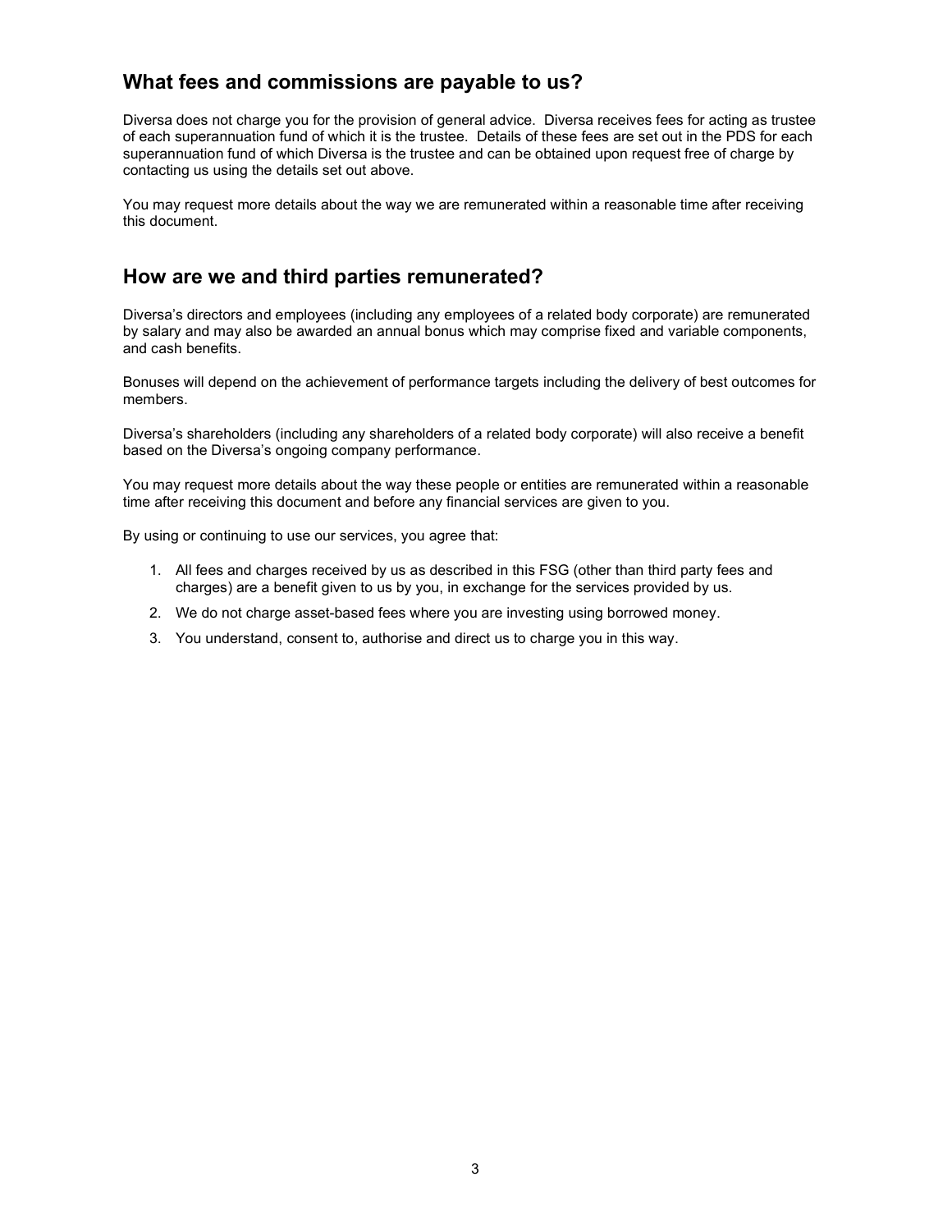## What fees and commissions are payable to us?

Diversa does not charge you for the provision of general advice. Diversa receives fees for acting as trustee of each superannuation fund of which it is the trustee. Details of these fees are set out in the PDS for each superannuation fund of which Diversa is the trustee and can be obtained upon request free of charge by contacting us using the details set out above.

You may request more details about the way we are remunerated within a reasonable time after receiving this document.

## How are we and third parties remunerated?

Diversa's directors and employees (including any employees of a related body corporate) are remunerated by salary and may also be awarded an annual bonus which may comprise fixed and variable components, and cash benefits.

Bonuses will depend on the achievement of performance targets including the delivery of best outcomes for members.

Diversa's shareholders (including any shareholders of a related body corporate) will also receive a benefit based on the Diversa's ongoing company performance.

You may request more details about the way these people or entities are remunerated within a reasonable time after receiving this document and before any financial services are given to you.

By using or continuing to use our services, you agree that:

1. All fees and charges received by us as described in this FSG (other than third party fees and charges) are a benefit given to us by you, in exchange for the services provided by us.
2. We do not charge asset-based fees where you are investing using borrowed money.
3. You understand, consent to, authorise and direct us to charge you in this way.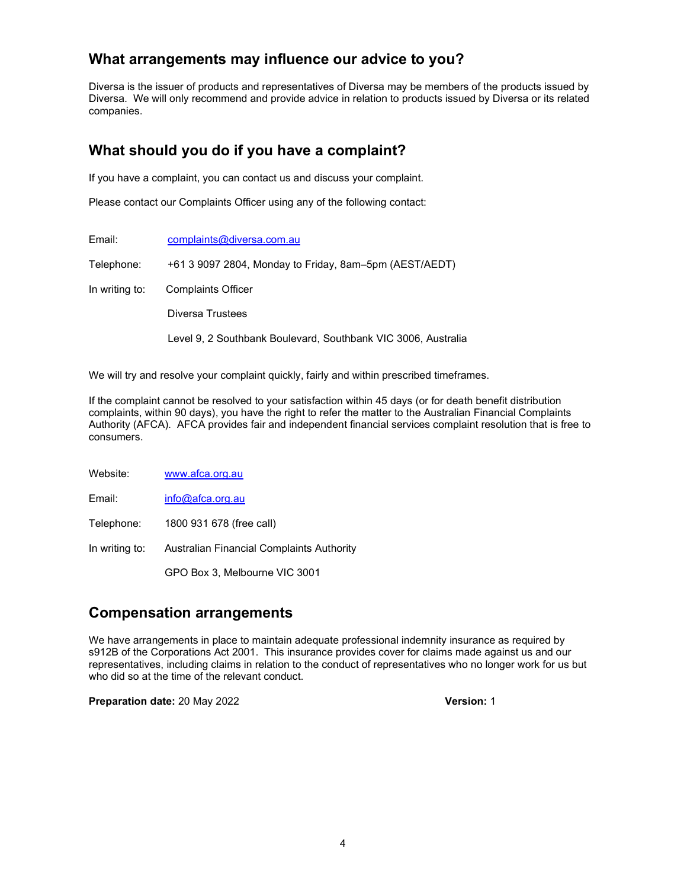## What arrangements may influence our advice to you?

Diversa is the issuer of products and representatives of Diversa may be members of the products issued by Diversa. We will only recommend and provide advice in relation to products issued by Diversa or its related companies.

## What should you do if you have a complaint?

If you have a complaint, you can contact us and discuss your complaint.

Please contact our Complaints Officer using any of the following contact:

Email: complaints@diversa.com.au

Telephone: +61 3 9097 2804, Monday to Friday, 8am–5pm (AEST/AEDT)

In writing to: Complaints Officer

Diversa Trustees

Level 9, 2 Southbank Boulevard, Southbank VIC 3006, Australia

We will try and resolve your complaint quickly, fairly and within prescribed timeframes.

If the complaint cannot be resolved to your satisfaction within 45 days (or for death benefit distribution complaints, within 90 days), you have the right to refer the matter to the Australian Financial Complaints Authority (AFCA). AFCA provides fair and independent financial services complaint resolution that is free to consumers.

Website: www.afca.org.au

Email: info@afca.org.au

Telephone: 1800 931 678 (free call)

In writing to: Australian Financial Complaints Authority

GPO Box 3, Melbourne VIC 3001

## Compensation arrangements

We have arrangements in place to maintain adequate professional indemnity insurance as required by s912B of the Corporations Act 2001. This insurance provides cover for claims made against us and our representatives, including claims in relation to the conduct of representatives who no longer work for us but who did so at the time of the relevant conduct.

**Preparation date:** 20 May 2022 **Version:** 1